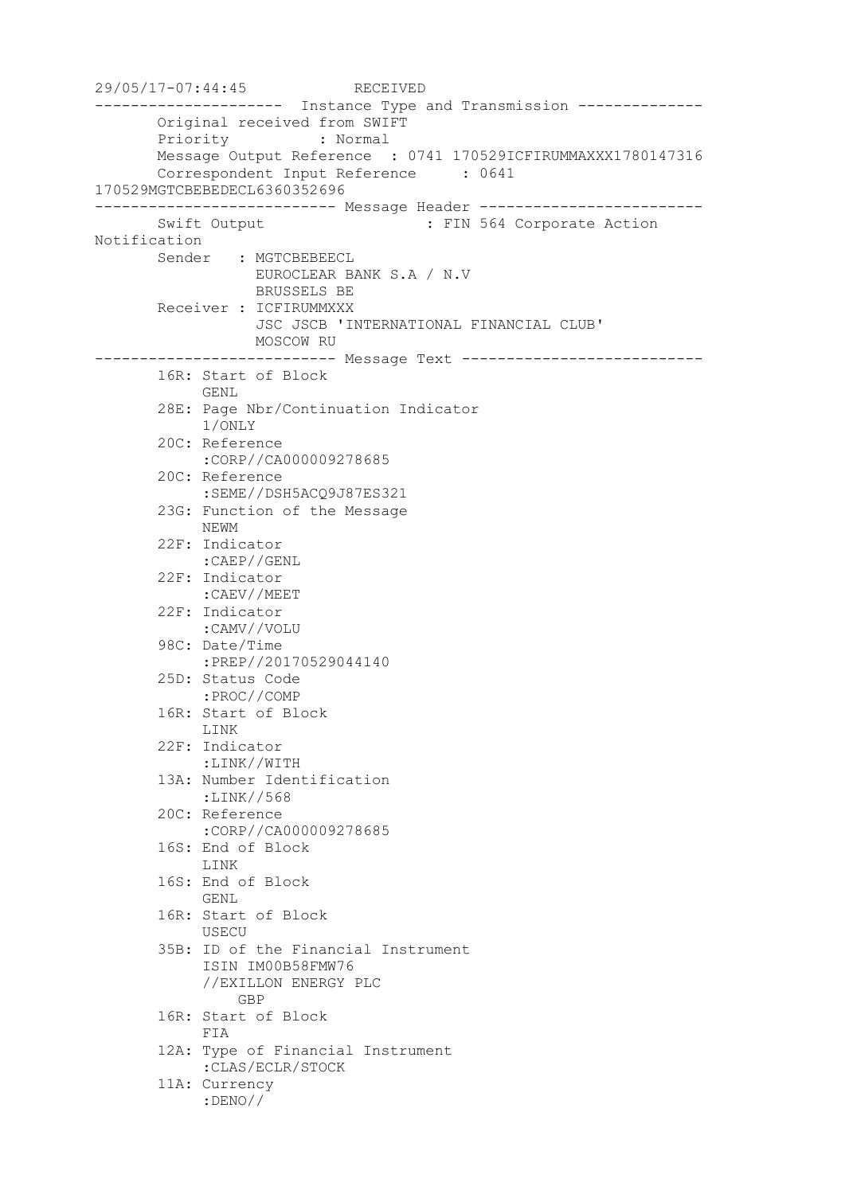```
29/05/17-07:44:45            RECEIVED
---------------------  Instance Type and Transmission --------------
       Original received from SWIFT
       Priority          : Normal
       Message Output Reference  : 0741 170529ICFIRUMMAXXX1780147316
       Correspondent Input Reference     : 0641
170529MGTCBEBEDECL6360352696
--------------------------- Message Header -------------------------
       Swift Output                  : FIN 564 Corporate Action
Notification
       Sender   : MGTCBEBEECL
                  EUROCLEAR BANK S.A / N.V
                  BRUSSELS BE
       Receiver : ICFIRUMMXXX
                  JSC JSCB 'INTERNATIONAL FINANCIAL CLUB'
                  MOSCOW RU
--------------------------- Message Text ---------------------------
       16R: Start of Block
            GENL
       28E: Page Nbr/Continuation Indicator
            1/ONLY
       20C: Reference
            :CORP//CA000009278685
       20C: Reference
            :SEME//DSH5ACQ9J87ES321
       23G: Function of the Message
            NEWM
       22F: Indicator
            :CAEP//GENL
       22F: Indicator
            :CAEV//MEET
       22F: Indicator
            :CAMV//VOLU
       98C: Date/Time
            :PREP//20170529044140
       25D: Status Code
            :PROC//COMP
       16R: Start of Block
            LINK
       22F: Indicator
            :LINK//WITH
       13A: Number Identification
            :LINK//568
       20C: Reference
            :CORP//CA000009278685
       16S: End of Block
            LINK
       16S: End of Block
            GENL
       16R: Start of Block
            USECU
       35B: ID of the Financial Instrument
            ISIN IM00B58FMW76
            //EXILLON ENERGY PLC
                GBP
       16R: Start of Block
            FIA
       12A: Type of Financial Instrument
            :CLAS/ECLR/STOCK
       11A: Currency
            :DENO//
```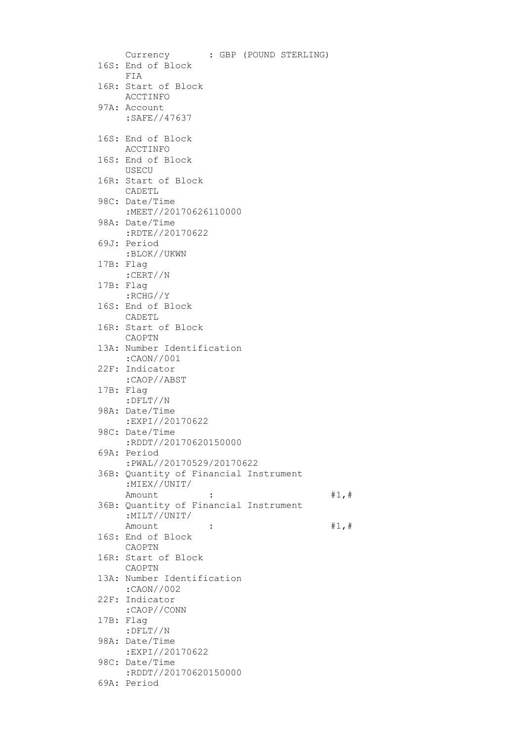```
     Currency       : GBP (POUND STERLING)
16S: End of Block
     FIA
16R: Start of Block
     ACCTINFO
97A: Account
     :SAFE//47637

16S: End of Block
     ACCTINFO
16S: End of Block
     USECU
16R: Start of Block
     CADETL
98C: Date/Time
     :MEET//20170626110000
98A: Date/Time
     :RDTE//20170622
69J: Period
     :BLOK//UKWN
17B: Flag
     :CERT//N
17B: Flag
     :RCHG//Y
16S: End of Block
     CADETL
16R: Start of Block
     CAOPTN
13A: Number Identification
     :CAON//001
22F: Indicator
     :CAOP//ABST
17B: Flag
     :DFLT//N
98A: Date/Time
     :EXPI//20170622
98C: Date/Time
     :RDDT//20170620150000
69A: Period
     :PWAL//20170529/20170622
36B: Quantity of Financial Instrument
     :MIEX//UNIT/
     Amount         :                    #1,#
36B: Quantity of Financial Instrument
     :MILT//UNIT/
     Amount         :                    #1,#
16S: End of Block
     CAOPTN
16R: Start of Block
     CAOPTN
13A: Number Identification
     :CAON//002
22F: Indicator
     :CAOP//CONN
17B: Flag
     :DFLT//N
98A: Date/Time
     :EXPI//20170622
98C: Date/Time
     :RDDT//20170620150000
69A: Period
```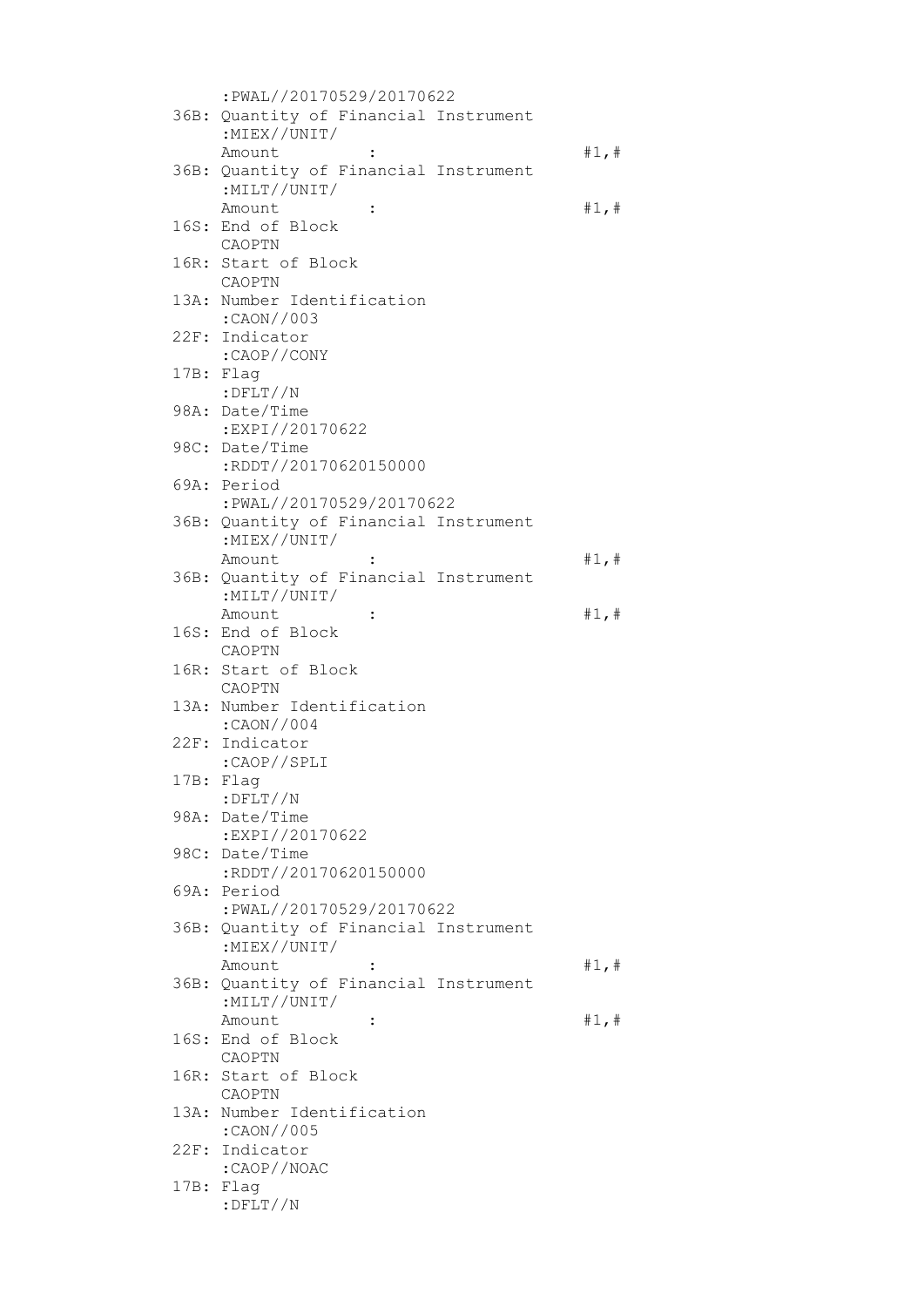```
     :PWAL//20170529/20170622
36B: Quantity of Financial Instrument
     :MIEX//UNIT/
     Amount         :                        #1,#
36B: Quantity of Financial Instrument
     :MILT//UNIT/
     Amount         :                        #1,#
16S: End of Block
     CAOPTN
16R: Start of Block
     CAOPTN
13A: Number Identification
     :CAON//003
22F: Indicator
     :CAOP//CONY
17B: Flag
     :DFLT//N
98A: Date/Time
     :EXPI//20170622
98C: Date/Time
     :RDDT//20170620150000
69A: Period
     :PWAL//20170529/20170622
36B: Quantity of Financial Instrument
     :MIEX//UNIT/
     Amount         :                        #1,#
36B: Quantity of Financial Instrument
     :MILT//UNIT/
     Amount         :                        #1,#
16S: End of Block
     CAOPTN
16R: Start of Block
     CAOPTN
13A: Number Identification
     :CAON//004
22F: Indicator
     :CAOP//SPLI
17B: Flag
     :DFLT//N
98A: Date/Time
     :EXPI//20170622
98C: Date/Time
     :RDDT//20170620150000
69A: Period
     :PWAL//20170529/20170622
36B: Quantity of Financial Instrument
     :MIEX//UNIT/
     Amount         :                        #1,#
36B: Quantity of Financial Instrument
     :MILT//UNIT/
     Amount         :                        #1,#
16S: End of Block
     CAOPTN
16R: Start of Block
     CAOPTN
13A: Number Identification
     :CAON//005
22F: Indicator
     :CAOP//NOAC
17B: Flag
     :DFLT//N
```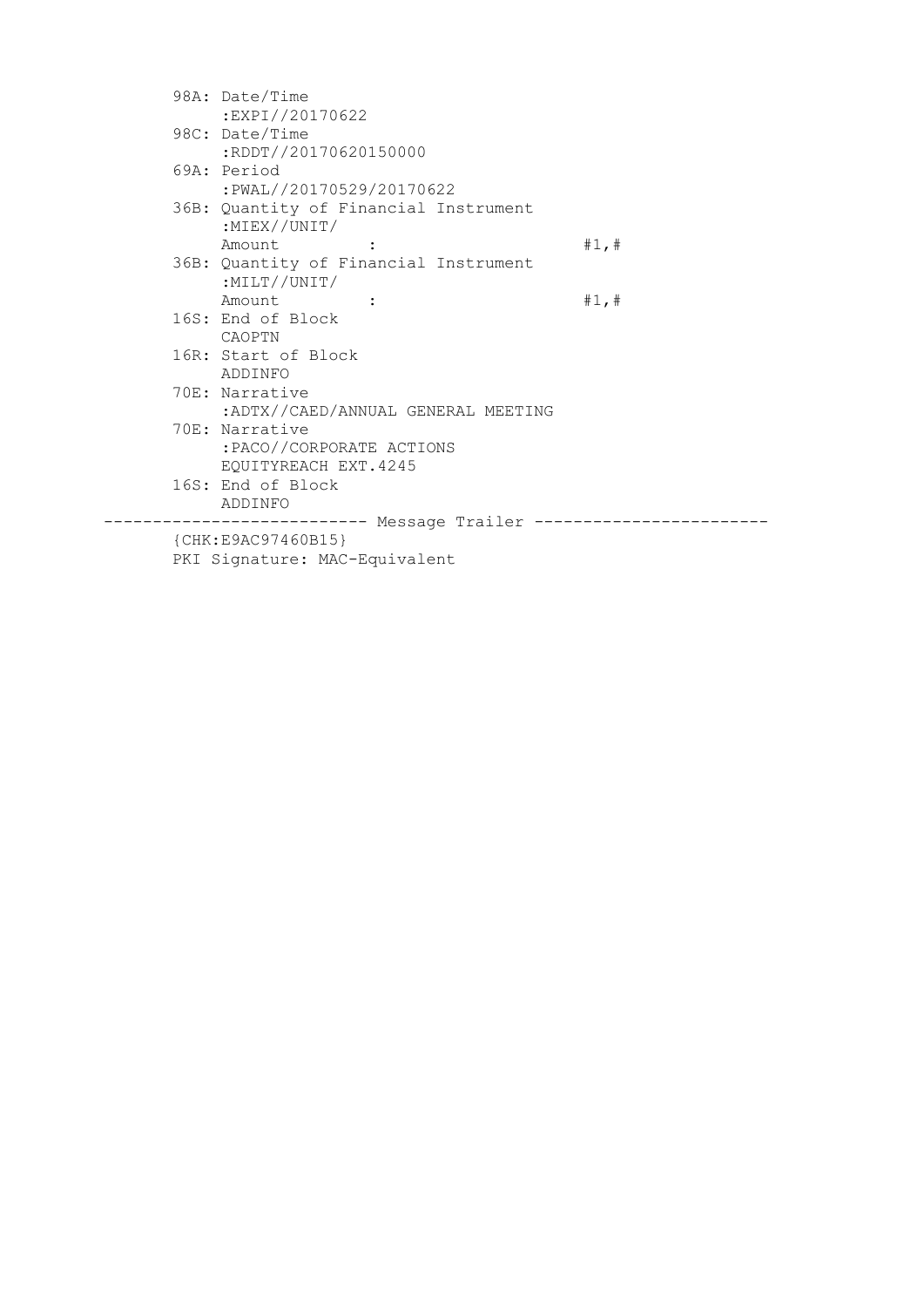```
        98A: Date/Time
             :EXPI//20170622
        98C: Date/Time
             :RDDT//20170620150000
        69A: Period
             :PWAL//20170529/20170622
        36B: Quantity of Financial Instrument
             :MIEX//UNIT/
             Amount          :                       #1,#
        36B: Quantity of Financial Instrument
             :MILT//UNIT/
             Amount          :                       #1,#
        16S: End of Block
             CAOPTN
        16R: Start of Block
             ADDINFO
        70E: Narrative
             :ADTX//CAED/ANNUAL GENERAL MEETING
        70E: Narrative
             :PACO//CORPORATE ACTIONS
             EQUITYREACH EXT.4245
        16S: End of Block
             ADDINFO
--------------------------- Message Trailer ------------------------
        {CHK:E9AC97460B15}
        PKI Signature: MAC-Equivalent
```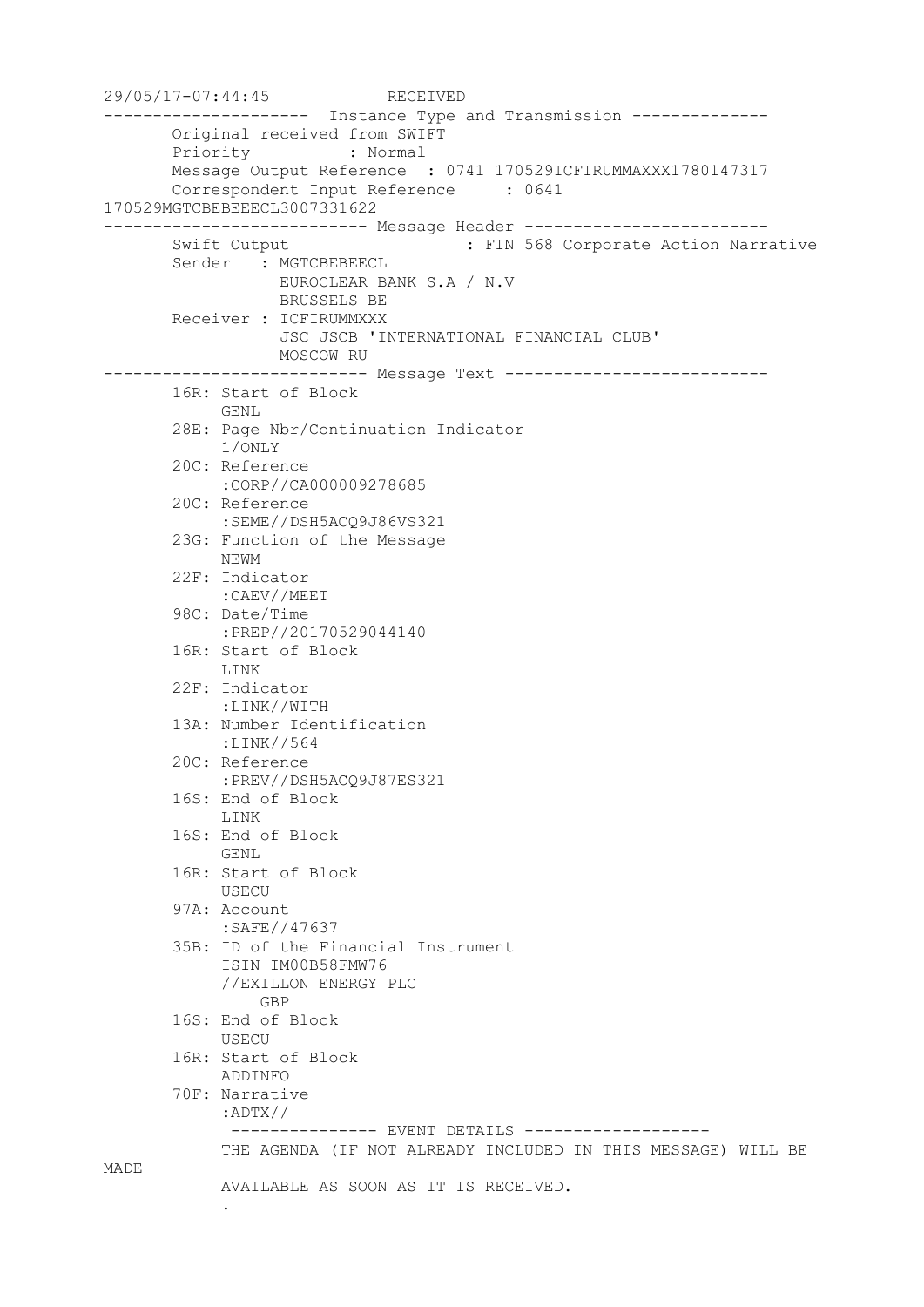```
29/05/17-07:44:45            RECEIVED
---------------------  Instance Type and Transmission --------------
       Original received from SWIFT
       Priority          : Normal
       Message Output Reference  : 0741 170529ICFIRUMMAXXX1780147317
       Correspondent Input Reference     : 0641
170529MGTCBEBEEECL3007331622
--------------------------- Message Header -------------------------
       Swift Output                  : FIN 568 Corporate Action Narrative
       Sender   : MGTCBEBEECL
                  EUROCLEAR BANK S.A / N.V
                  BRUSSELS BE
       Receiver : ICFIRUMMXXX
                  JSC JSCB 'INTERNATIONAL FINANCIAL CLUB'
                  MOSCOW RU
--------------------------- Message Text ---------------------------
       16R: Start of Block
            GENL
       28E: Page Nbr/Continuation Indicator
            1/ONLY
       20C: Reference
            :CORP//CA000009278685
       20C: Reference
            :SEME//DSH5ACQ9J86VS321
       23G: Function of the Message
            NEWM
       22F: Indicator
            :CAEV//MEET
       98C: Date/Time
            :PREP//20170529044140
       16R: Start of Block
            LINK
       22F: Indicator
            :LINK//WITH
       13A: Number Identification
            :LINK//564
       20C: Reference
            :PREV//DSH5ACQ9J87ES321
       16S: End of Block
            LINK
       16S: End of Block
            GENL
       16R: Start of Block
            USECU
       97A: Account
            :SAFE//47637
       35B: ID of the Financial Instrument
            ISIN IM00B58FMW76
            //EXILLON ENERGY PLC
               GBP
       16S: End of Block
            USECU
       16R: Start of Block
            ADDINFO
       70F: Narrative
            :ADTX//
             --------------- EVENT DETAILS -------------------
            THE AGENDA (IF NOT ALREADY INCLUDED IN THIS MESSAGE) WILL BE
MADE
            AVAILABLE AS SOON AS IT IS RECEIVED.
            .
```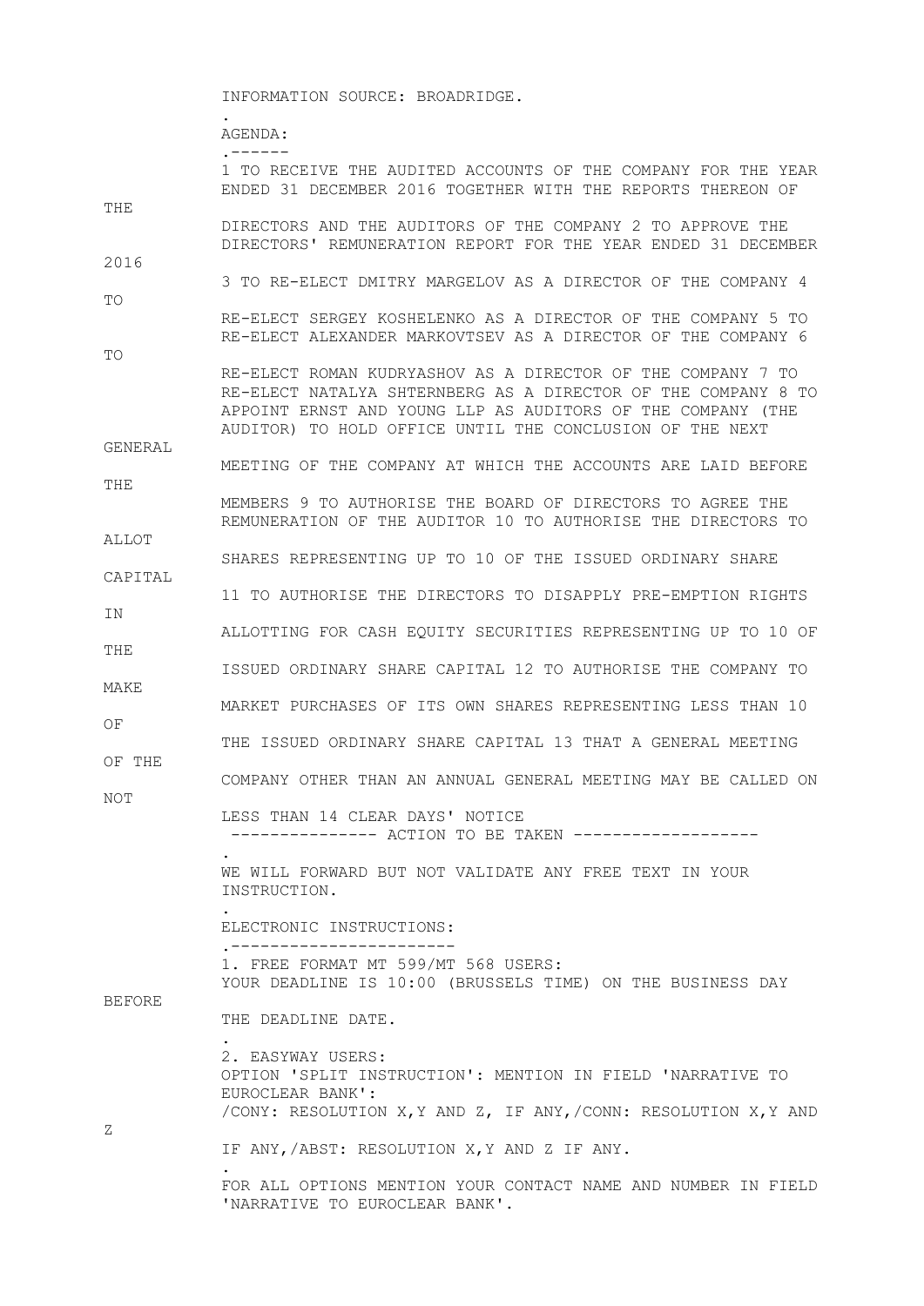INFORMATION SOURCE: BROADRIDGE.

.

AGENDA:

.------

1 TO RECEIVE THE AUDITED ACCOUNTS OF THE COMPANY FOR THE YEAR ENDED 31 DECEMBER 2016 TOGETHER WITH THE REPORTS THEREON OF THE DIRECTORS AND THE AUDITORS OF THE COMPANY 2 TO APPROVE THE DIRECTORS' REMUNERATION REPORT FOR THE YEAR ENDED 31 DECEMBER 2016 3 TO RE-ELECT DMITRY MARGELOV AS A DIRECTOR OF THE COMPANY 4 TO RE-ELECT SERGEY KOSHELENKO AS A DIRECTOR OF THE COMPANY 5 TO RE-ELECT ALEXANDER MARKOVTSEV AS A DIRECTOR OF THE COMPANY 6 TO RE-ELECT ROMAN KUDRYASHOV AS A DIRECTOR OF THE COMPANY 7 TO RE-ELECT NATALYA SHTERNBERG AS A DIRECTOR OF THE COMPANY 8 TO APPOINT ERNST AND YOUNG LLP AS AUDITORS OF THE COMPANY (THE AUDITOR) TO HOLD OFFICE UNTIL THE CONCLUSION OF THE NEXT GENERAL MEETING OF THE COMPANY AT WHICH THE ACCOUNTS ARE LAID BEFORE THE MEMBERS 9 TO AUTHORISE THE BOARD OF DIRECTORS TO AGREE THE REMUNERATION OF THE AUDITOR 10 TO AUTHORISE THE DIRECTORS TO ALLOT SHARES REPRESENTING UP TO 10 OF THE ISSUED ORDINARY SHARE CAPITAL 11 TO AUTHORISE THE DIRECTORS TO DISAPPLY PRE-EMPTION RIGHTS IN ALLOTTING FOR CASH EQUITY SECURITIES REPRESENTING UP TO 10 OF THE ISSUED ORDINARY SHARE CAPITAL 12 TO AUTHORISE THE COMPANY TO MAKE MARKET PURCHASES OF ITS OWN SHARES REPRESENTING LESS THAN 10 OF THE ISSUED ORDINARY SHARE CAPITAL 13 THAT A GENERAL MEETING OF THE COMPANY OTHER THAN AN ANNUAL GENERAL MEETING MAY BE CALLED ON NOT LESS THAN 14 CLEAR DAYS' NOTICE

--------------- ACTION TO BE TAKEN -------------------

.

WE WILL FORWARD BUT NOT VALIDATE ANY FREE TEXT IN YOUR INSTRUCTION.

.

ELECTRONIC INSTRUCTIONS:

.-----------------------

1. FREE FORMAT MT 599/MT 568 USERS:
YOUR DEADLINE IS 10:00 (BRUSSELS TIME) ON THE BUSINESS DAY BEFORE THE DEADLINE DATE.

.

2. EASYWAY USERS:
OPTION 'SPLIT INSTRUCTION': MENTION IN FIELD 'NARRATIVE TO EUROCLEAR BANK':
/CONY: RESOLUTION X,Y AND Z, IF ANY,/CONN: RESOLUTION X,Y AND Z IF ANY,/ABST: RESOLUTION X,Y AND Z IF ANY.

.

FOR ALL OPTIONS MENTION YOUR CONTACT NAME AND NUMBER IN FIELD 'NARRATIVE TO EUROCLEAR BANK'.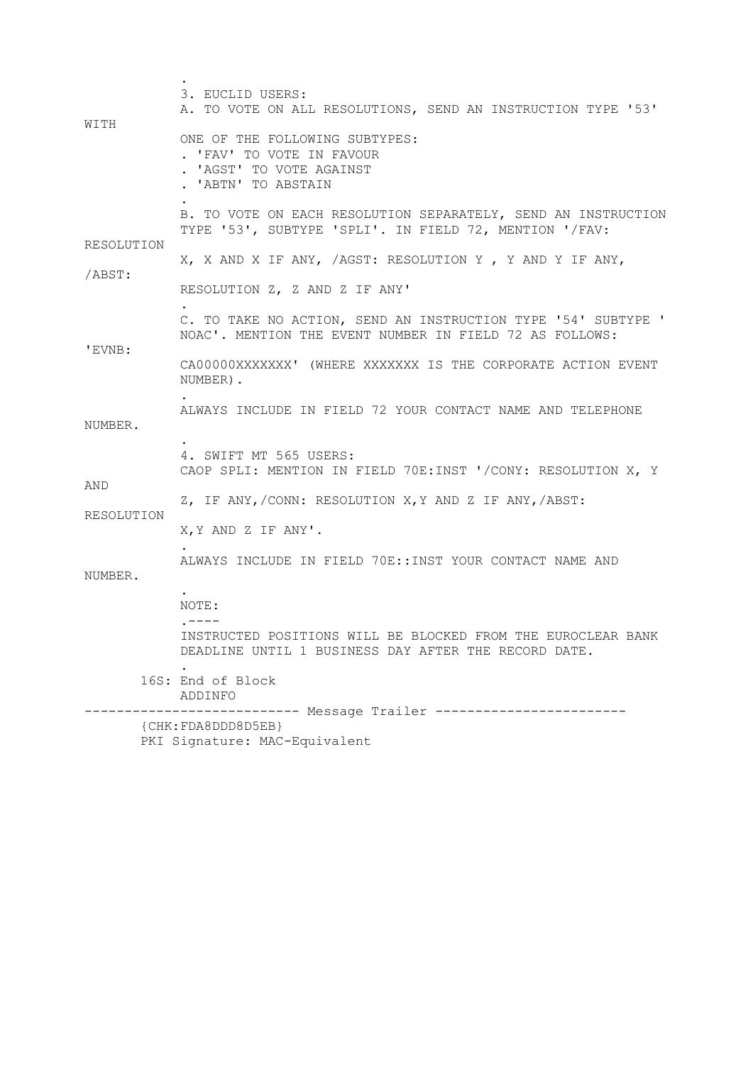```
           .
           3. EUCLID USERS:
           A. TO VOTE ON ALL RESOLUTIONS, SEND AN INSTRUCTION TYPE '53'
WITH
           ONE OF THE FOLLOWING SUBTYPES:
           . 'FAV' TO VOTE IN FAVOUR
           . 'AGST' TO VOTE AGAINST
           . 'ABTN' TO ABSTAIN
           .
           B. TO VOTE ON EACH RESOLUTION SEPARATELY, SEND AN INSTRUCTION
           TYPE '53', SUBTYPE 'SPLI'. IN FIELD 72, MENTION '/FAV:
RESOLUTION
           X, X AND X IF ANY, /AGST: RESOLUTION Y , Y AND Y IF ANY,
/ABST:
           RESOLUTION Z, Z AND Z IF ANY'
           .
           C. TO TAKE NO ACTION, SEND AN INSTRUCTION TYPE '54' SUBTYPE '
           NOAC'. MENTION THE EVENT NUMBER IN FIELD 72 AS FOLLOWS:
'EVNB:
           CA00000XXXXXXX' (WHERE XXXXXXX IS THE CORPORATE ACTION EVENT
           NUMBER).
           .
           ALWAYS INCLUDE IN FIELD 72 YOUR CONTACT NAME AND TELEPHONE
NUMBER.
           .
           4. SWIFT MT 565 USERS:
           CAOP SPLI: MENTION IN FIELD 70E:INST '/CONY: RESOLUTION X, Y
AND
           Z, IF ANY,/CONN: RESOLUTION X,Y AND Z IF ANY,/ABST:
RESOLUTION
           X,Y AND Z IF ANY'.
           .
           ALWAYS INCLUDE IN FIELD 70E::INST YOUR CONTACT NAME AND
NUMBER.
           .
           NOTE:
           .----
           INSTRUCTED POSITIONS WILL BE BLOCKED FROM THE EUROCLEAR BANK
           DEADLINE UNTIL 1 BUSINESS DAY AFTER THE RECORD DATE.
           .
       16S: End of Block
           ADDINFO
--------------------------- Message Trailer ------------------------
       {CHK:FDA8DDD8D5EB}
       PKI Signature: MAC-Equivalent
```